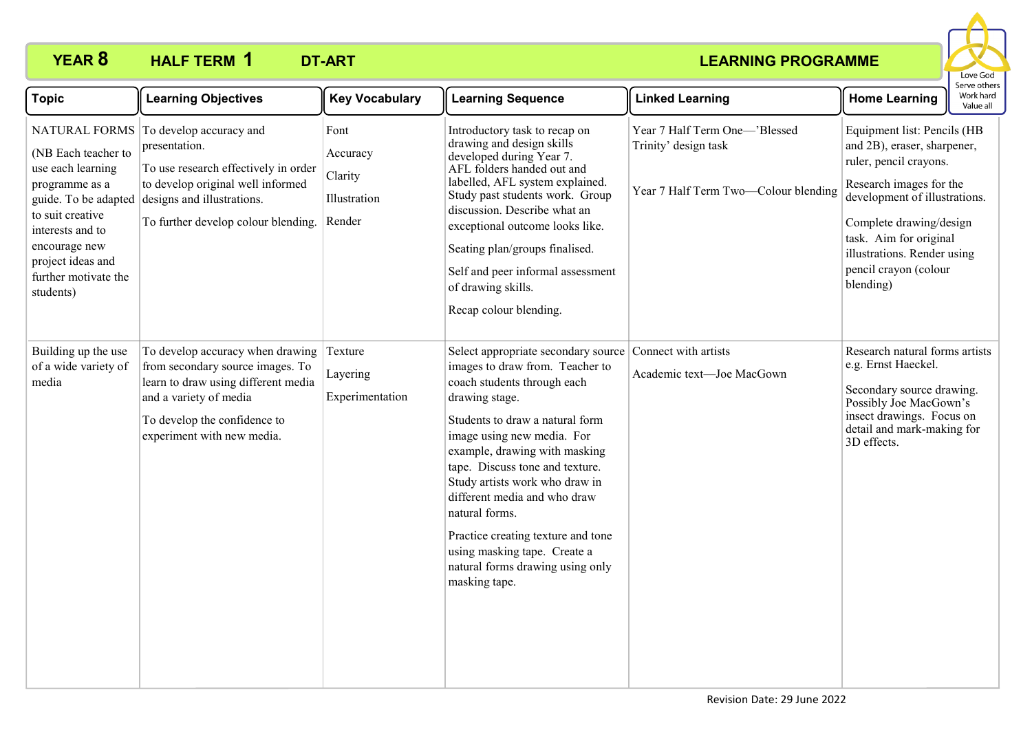# YEAR 8 HALF TERM 1 DT-ART LEARNING PROGRAMME

Love God
Serve others
Work hard
Value all

| Topic | Learning Objectives | Key Vocabulary | Learning Sequence | Linked Learning | Home Learning |
|---|---|---|---|---|---|
| NATURAL FORMS<br><br>(NB Each teacher to use each learning programme as a guide. To be adapted to suit creative interests and to encourage new project ideas and further motivate the students) | To develop accuracy and presentation.<br><br>To use research effectively in order to develop original well informed designs and illustrations.<br><br>To further develop colour blending. | Font<br><br>Accuracy<br><br>Clarity<br><br>Illustration<br><br>Render | Introductory task to recap on drawing and design skills developed during Year 7. AFL folders handed out and labelled, AFL system explained. Study past students work. Group discussion. Describe what an exceptional outcome looks like.<br><br>Seating plan/groups finalised.<br><br>Self and peer informal assessment of drawing skills.<br><br>Recap colour blending. | Year 7 Half Term One—'Blessed Trinity' design task<br><br>Year 7 Half Term Two—Colour blending | Equipment list: Pencils (HB and 2B), eraser, sharpener, ruler, pencil crayons.<br><br>Research images for the development of illustrations.<br><br>Complete drawing/design task. Aim for original illustrations. Render using pencil crayon (colour blending) |
| Building up the use of a wide variety of media | To develop accuracy when drawing from secondary source images. To learn to draw using different media and a variety of media<br><br>To develop the confidence to experiment with new media. | Texture<br><br>Layering<br><br>Experimentation | Select appropriate secondary source images to draw from. Teacher to coach students through each drawing stage.<br><br>Students to draw a natural form image using new media. For example, drawing with masking tape. Discuss tone and texture. Study artists work who draw in different media and who draw natural forms.<br><br>Practice creating texture and tone using masking tape. Create a natural forms drawing using only masking tape. | Connect with artists<br><br>Academic text—Joe MacGown | Research natural forms artists e.g. Ernst Haeckel.<br><br>Secondary source drawing. Possibly Joe MacGown's insect drawings. Focus on detail and mark-making for 3D effects. |

Revision Date: 29 June 2022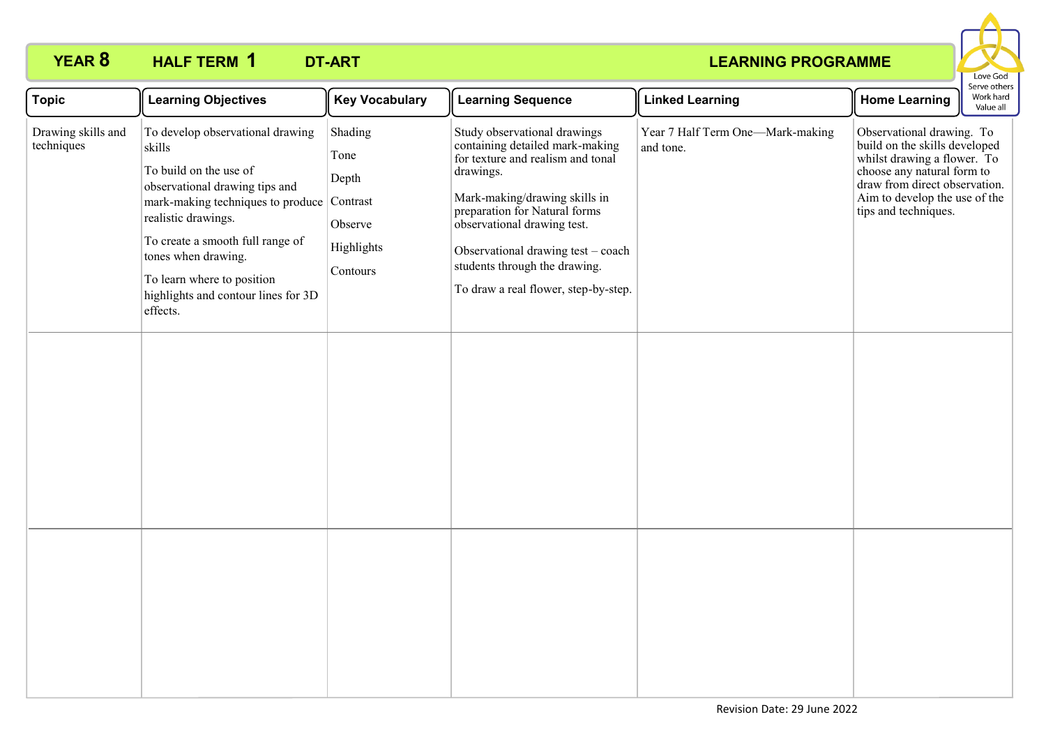**YEAR 8 HALF TERM 1 DT-ART LEARNING PROGRAMME**

Love God
Serve others
Work hard
Value all

| Topic | Learning Objectives | Key Vocabulary | Learning Sequence | Linked Learning | Home Learning |
|---|---|---|---|---|---|
| Drawing skills and techniques | To develop observational drawing skills<br><br>To build on the use of observational drawing tips and mark-making techniques to produce realistic drawings.<br><br>To create a smooth full range of tones when drawing.<br><br>To learn where to position highlights and contour lines for 3D effects. | Shading<br>Tone<br>Depth<br>Contrast<br>Observe<br>Highlights<br>Contours | Study observational drawings containing detailed mark-making for texture and realism and tonal drawings.<br><br>Mark-making/drawing skills in preparation for Natural forms observational drawing test.<br><br>Observational drawing test – coach students through the drawing.<br><br>To draw a real flower, step-by-step. | Year 7 Half Term One—Mark-making and tone. | Observational drawing. To build on the skills developed whilst drawing a flower. To choose any natural form to draw from direct observation. Aim to develop the use of the tips and techniques. |
| | | | | | |
| | | | | | |

Revision Date: 29 June 2022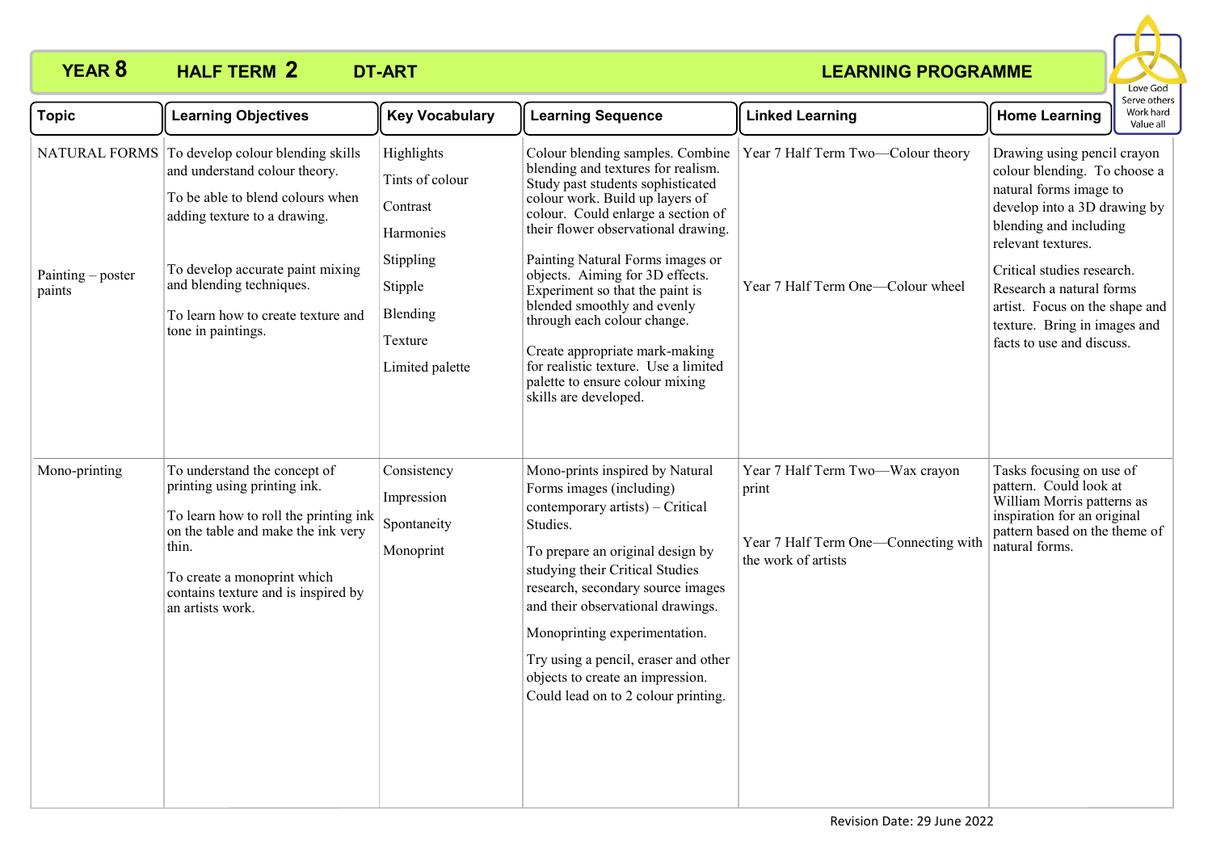**YEAR 8** **HALF TERM 2** **DT-ART** **LEARNING PROGRAMME**

Love God
Serve others
Work hard
Value all

| Topic | Learning Objectives | Key Vocabulary | Learning Sequence | Linked Learning | Home Learning |
|---|---|---|---|---|---|
| NATURAL FORMS<br><br>Painting – poster paints | To develop colour blending skills and understand colour theory.<br><br>To be able to blend colours when adding texture to a drawing.<br><br>To develop accurate paint mixing and blending techniques.<br><br>To learn how to create texture and tone in paintings. | Highlights<br>Tints of colour<br>Contrast<br>Harmonies<br>Stippling<br>Stipple<br>Blending<br>Texture<br>Limited palette | Colour blending samples. Combine blending and textures for realism. Study past students sophisticated colour work. Build up layers of colour. Could enlarge a section of their flower observational drawing.<br><br>Painting Natural Forms images or objects. Aiming for 3D effects. Experiment so that the paint is blended smoothly and evenly through each colour change.<br><br>Create appropriate mark-making for realistic texture. Use a limited palette to ensure colour mixing skills are developed. | Year 7 Half Term Two—Colour theory<br><br>Year 7 Half Term One—Colour wheel | Drawing using pencil crayon colour blending. To choose a natural forms image to develop into a 3D drawing by blending and including relevant textures.<br><br>Critical studies research. Research a natural forms artist. Focus on the shape and texture. Bring in images and facts to use and discuss. |
| Mono-printing | To understand the concept of printing using printing ink.<br><br>To learn how to roll the printing ink on the table and make the ink very thin.<br><br>To create a monoprint which contains texture and is inspired by an artists work. | Consistency<br>Impression<br>Spontaneity<br>Monoprint | Mono-prints inspired by Natural Forms images (including contemporary artists) – Critical Studies.<br><br>To prepare an original design by studying their Critical Studies research, secondary source images and their observational drawings.<br><br>Monoprinting experimentation.<br><br>Try using a pencil, eraser and other objects to create an impression. Could lead on to 2 colour printing. | Year 7 Half Term Two—Wax crayon print<br><br>Year 7 Half Term One—Connecting with the work of artists | Tasks focusing on use of pattern. Could look at William Morris patterns as inspiration for an original pattern based on the theme of natural forms. |

Revision Date: 29 June 2022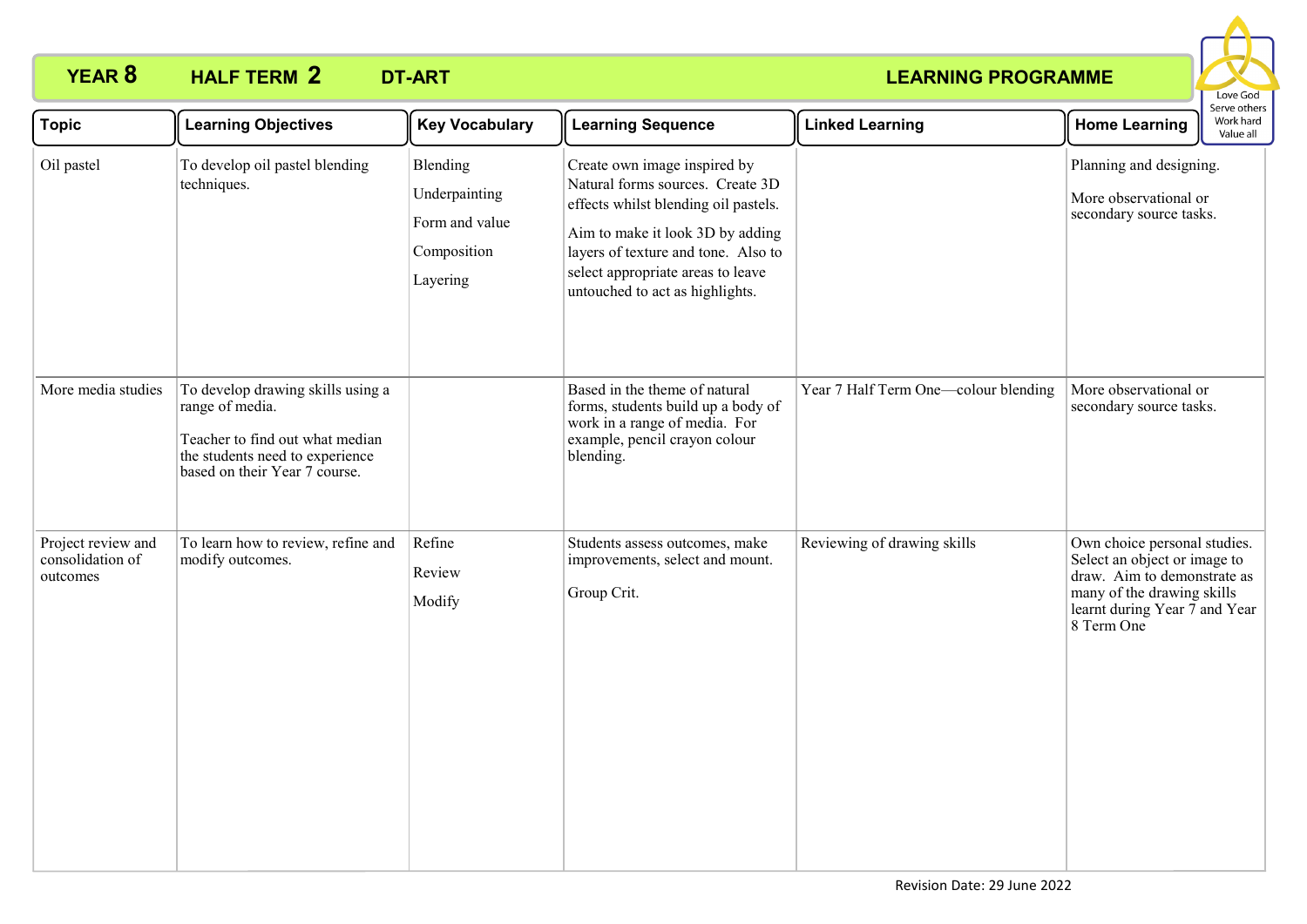**YEAR 8 HALF TERM 2 DT-ART LEARNING PROGRAMME**

Love God
Serve others
Work hard
Value all

| Topic | Learning Objectives | Key Vocabulary | Learning Sequence | Linked Learning | Home Learning |
|---|---|---|---|---|---|
| Oil pastel | To develop oil pastel blending techniques. | Blending<br>Underpainting<br>Form and value<br>Composition<br>Layering | Create own image inspired by Natural forms sources. Create 3D effects whilst blending oil pastels.<br>Aim to make it look 3D by adding layers of texture and tone. Also to select appropriate areas to leave untouched to act as highlights. | | Planning and designing.<br>More observational or secondary source tasks. |
| More media studies | To develop drawing skills using a range of media.<br>Teacher to find out what median the students need to experience based on their Year 7 course. | | Based in the theme of natural forms, students build up a body of work in a range of media. For example, pencil crayon colour blending. | Year 7 Half Term One—colour blending | More observational or secondary source tasks. |
| Project review and consolidation of outcomes | To learn how to review, refine and modify outcomes. | Refine<br>Review<br>Modify | Students assess outcomes, make improvements, select and mount.<br>Group Crit. | Reviewing of drawing skills | Own choice personal studies. Select an object or image to draw. Aim to demonstrate as many of the drawing skills learnt during Year 7 and Year 8 Term One |

Revision Date: 29 June 2022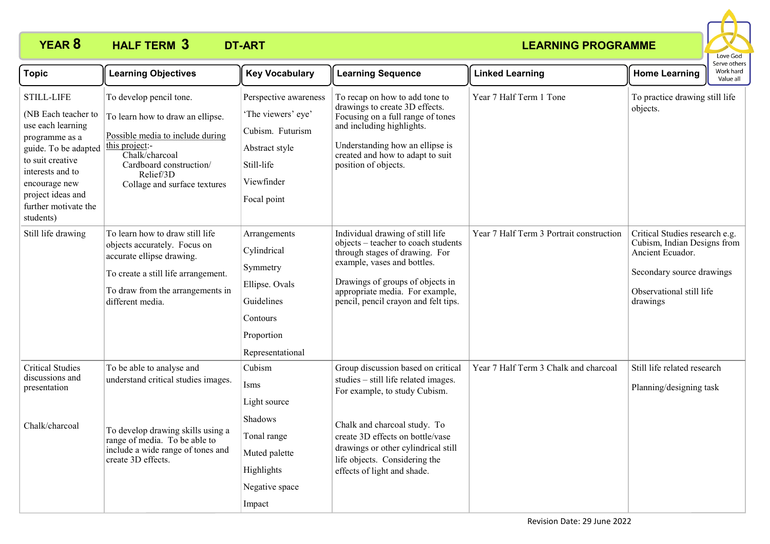**YEAR 8 HALF TERM 3 DT-ART LEARNING PROGRAMME**

Love God
Serve others
Work hard
Value all

| Topic | Learning Objectives | Key Vocabulary | Learning Sequence | Linked Learning | Home Learning |
|---|---|---|---|---|---|
| STILL-LIFE<br><br>(NB Each teacher to use each learning programme as a guide. To be adapted to suit creative interests and to encourage new project ideas and further motivate the students) | To develop pencil tone.<br><br>To learn how to draw an ellipse.<br><br><u>Possible media to include during this project</u>:-<br>Chalk/charcoal<br>Cardboard construction/ Relief/3D<br>Collage and surface textures | Perspective awareness<br><br>'The viewers' eye'<br><br>Cubism. Futurism<br><br>Abstract style<br><br>Still-life<br><br>Viewfinder<br><br>Focal point | To recap on how to add tone to drawings to create 3D effects. Focusing on a full range of tones and including highlights.<br><br>Understanding how an ellipse is created and how to adapt to suit position of objects. | Year 7 Half Term 1 Tone | To practice drawing still life objects. |
| Still life drawing | To learn how to draw still life objects accurately. Focus on accurate ellipse drawing.<br><br>To create a still life arrangement.<br><br>To draw from the arrangements in different media. | Arrangements<br><br>Cylindrical<br><br>Symmetry<br><br>Ellipse. Ovals<br><br>Guidelines<br><br>Contours<br><br>Proportion<br><br>Representational | Individual drawing of still life objects – teacher to coach students through stages of drawing. For example, vases and bottles.<br><br>Drawings of groups of objects in appropriate media. For example, pencil, pencil crayon and felt tips. | Year 7 Half Term 3 Portrait construction | Critical Studies research e.g. Cubism, Indian Designs from Ancient Ecuador.<br><br>Secondary source drawings<br><br>Observational still life drawings |
| Critical Studies discussions and presentation<br><br><br>Chalk/charcoal | To be able to analyse and understand critical studies images.<br><br><br>To develop drawing skills using a range of media. To be able to include a wide range of tones and create 3D effects. | Cubism<br><br>Isms<br><br>Light source<br><br>Shadows<br><br>Tonal range<br><br>Muted palette<br><br>Highlights<br><br>Negative space<br><br>Impact | Group discussion based on critical studies – still life related images. For example, to study Cubism.<br><br><br>Chalk and charcoal study. To create 3D effects on bottle/vase drawings or other cylindrical still life objects. Considering the effects of light and shade. | Year 7 Half Term 3 Chalk and charcoal | Still life related research<br><br>Planning/designing task |

Revision Date: 29 June 2022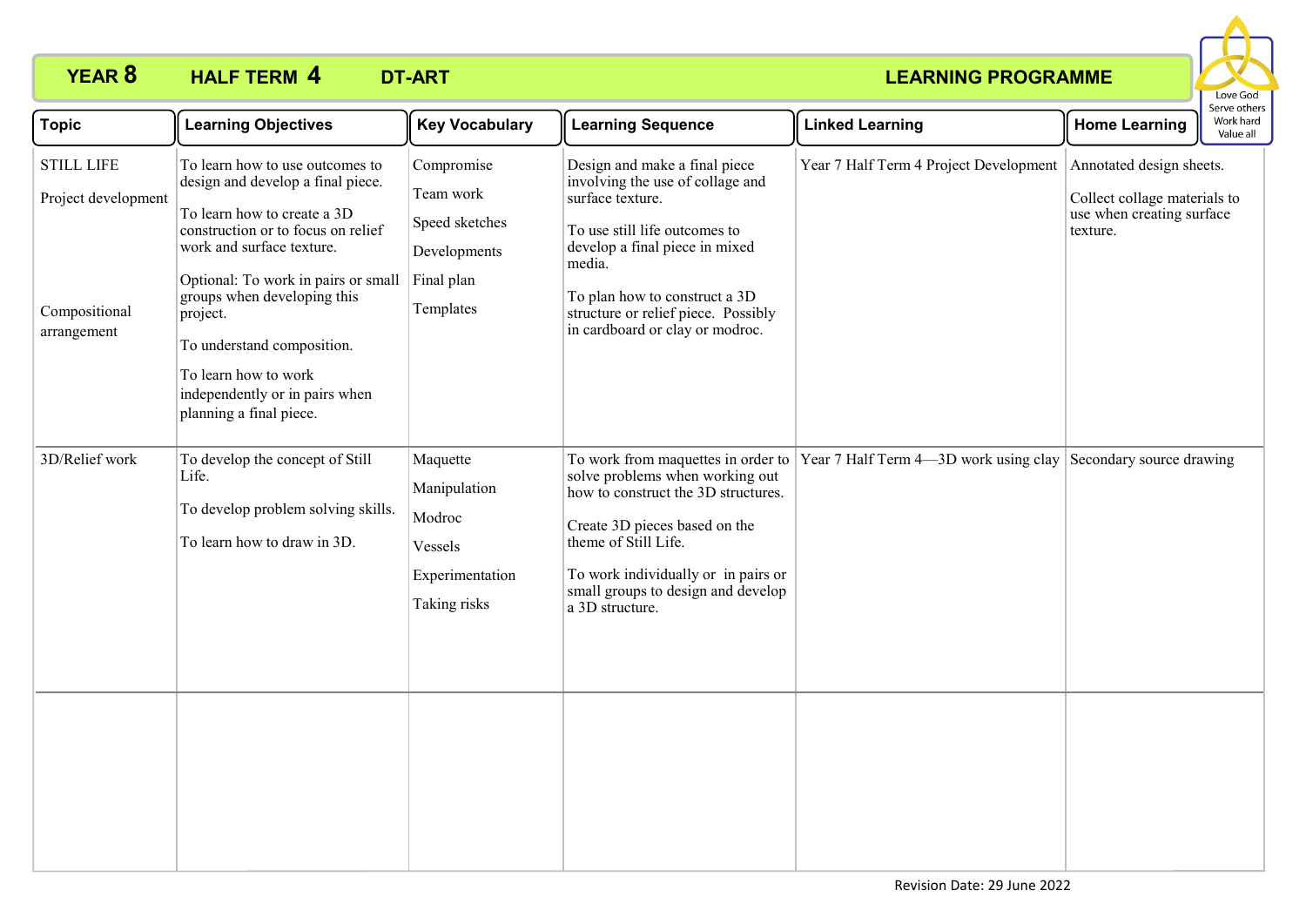**YEAR 8 HALF TERM 4 DT-ART LEARNING PROGRAMME**

Love God
Serve others
Work hard
Value all

| Topic | Learning Objectives | Key Vocabulary | Learning Sequence | Linked Learning | Home Learning |
|---|---|---|---|---|---|
| STILL LIFE<br><br>Project development<br><br>Compositional arrangement | To learn how to use outcomes to design and develop a final piece.<br><br>To learn how to create a 3D construction or to focus on relief work and surface texture.<br><br>Optional: To work in pairs or small groups when developing this project.<br><br>To understand composition.<br><br>To learn how to work independently or in pairs when planning a final piece. | Compromise<br><br>Team work<br><br>Speed sketches<br><br>Developments<br><br>Final plan<br><br>Templates | Design and make a final piece involving the use of collage and surface texture.<br><br>To use still life outcomes to develop a final piece in mixed media.<br><br>To plan how to construct a 3D structure or relief piece. Possibly in cardboard or clay or modroc. | Year 7 Half Term 4 Project Development | Annotated design sheets.<br><br>Collect collage materials to use when creating surface texture. |
| 3D/Relief work | To develop the concept of Still Life.<br><br>To develop problem solving skills.<br><br>To learn how to draw in 3D. | Maquette<br><br>Manipulation<br><br>Modroc<br><br>Vessels<br><br>Experimentation<br><br>Taking risks | To work from maquettes in order to solve problems when working out how to construct the 3D structures.<br><br>Create 3D pieces based on the theme of Still Life.<br><br>To work individually or in pairs or small groups to design and develop a 3D structure. | Year 7 Half Term 4—3D work using clay | Secondary source drawing |
| | | | | | |

Revision Date: 29 June 2022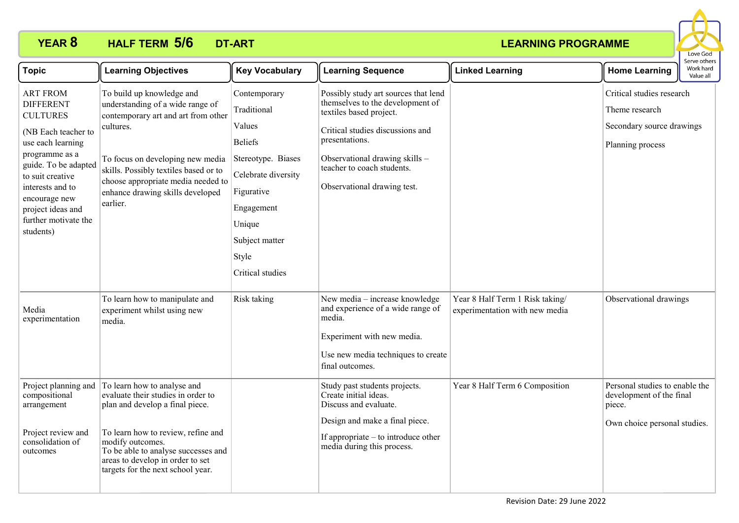# YEAR 8 HALF TERM 5/6 DT-ART LEARNING PROGRAMME

Love God
Serve others
Work hard
Value all

| Topic | Learning Objectives | Key Vocabulary | Learning Sequence | Linked Learning | Home Learning |
|---|---|---|---|---|---|
| ART FROM DIFFERENT CULTURES<br><br>(NB Each teacher to use each learning programme as a guide. To be adapted to suit creative interests and to encourage new project ideas and further motivate the students) | To build up knowledge and understanding of a wide range of contemporary art and art from other cultures.<br><br>To focus on developing new media skills. Possibly textiles based or to choose appropriate media needed to enhance drawing skills developed earlier. | Contemporary<br>Traditional<br>Values<br>Beliefs<br>Stereotype. Biases<br>Celebrate diversity<br>Figurative<br>Engagement<br>Unique<br>Subject matter<br>Style<br>Critical studies | Possibly study art sources that lend themselves to the development of textiles based project.<br><br>Critical studies discussions and presentations.<br><br>Observational drawing skills – teacher to coach students.<br><br>Observational drawing test. | | Critical studies research<br>Theme research<br>Secondary source drawings<br>Planning process |
| Media experimentation | To learn how to manipulate and experiment whilst using new media. | Risk taking | New media – increase knowledge and experience of a wide range of media.<br><br>Experiment with new media.<br><br>Use new media techniques to create final outcomes. | Year 8 Half Term 1 Risk taking/ experimentation with new media | Observational drawings |
| Project planning and compositional arrangement<br><br>Project review and consolidation of outcomes | To learn how to analyse and evaluate their studies in order to plan and develop a final piece.<br><br>To learn how to review, refine and modify outcomes.<br>To be able to analyse successes and areas to develop in order to set targets for the next school year. | | Study past students projects.<br>Create initial ideas.<br>Discuss and evaluate.<br><br>Design and make a final piece.<br><br>If appropriate – to introduce other media during this process. | Year 8 Half Term 6 Composition | Personal studies to enable the development of the final piece.<br><br>Own choice personal studies. |

Revision Date: 29 June 2022